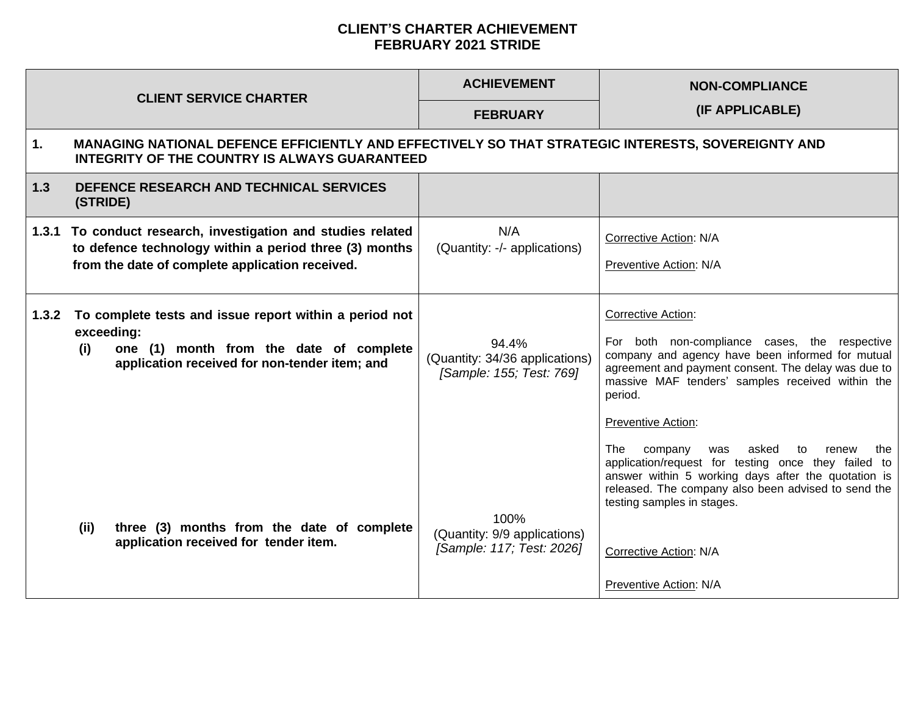# CLIENT'S CHARTER ACHIEVEMENT
# FEBRUARY 2021 STRIDE

| CLIENT SERVICE CHARTER | ACHIEVEMENT | NON-COMPLIANCE (IF APPLICABLE) |
|---|---|---|
| | FEBRUARY | |
| **1. MANAGING NATIONAL DEFENCE EFFICIENTLY AND EFFECTIVELY SO THAT STRATEGIC INTERESTS, SOVEREIGNTY AND INTEGRITY OF THE COUNTRY IS ALWAYS GUARANTEED** | | |
| **1.3 DEFENCE RESEARCH AND TECHNICAL SERVICES (STRIDE)** | | |
| **1.3.1 To conduct research, investigation and studies related to defence technology within a period three (3) months from the date of complete application received.** | N/A<br>(Quantity: -/- applications) | Corrective Action: N/A<br><br>Preventive Action: N/A |
| **1.3.2 To complete tests and issue report within a period not exceeding:**<br>**(i) one (1) month from the date of complete application received for non-tender item; and** | 94.4%<br>(Quantity: 34/36 applications)<br>*[Sample: 155; Test: 769]* | Corrective Action:<br><br>For both non-compliance cases, the respective company and agency have been informed for mutual agreement and payment consent. The delay was due to massive MAF tenders' samples received within the period.<br><br>Preventive Action:<br><br>The company was asked to renew the application/request for testing once they failed to answer within 5 working days after the quotation is released. The company also been advised to send the testing samples in stages. |
| **(ii) three (3) months from the date of complete application received for tender item.** | 100%<br>(Quantity: 9/9 applications)<br>*[Sample: 117; Test: 2026]* | Corrective Action: N/A<br><br>Preventive Action: N/A |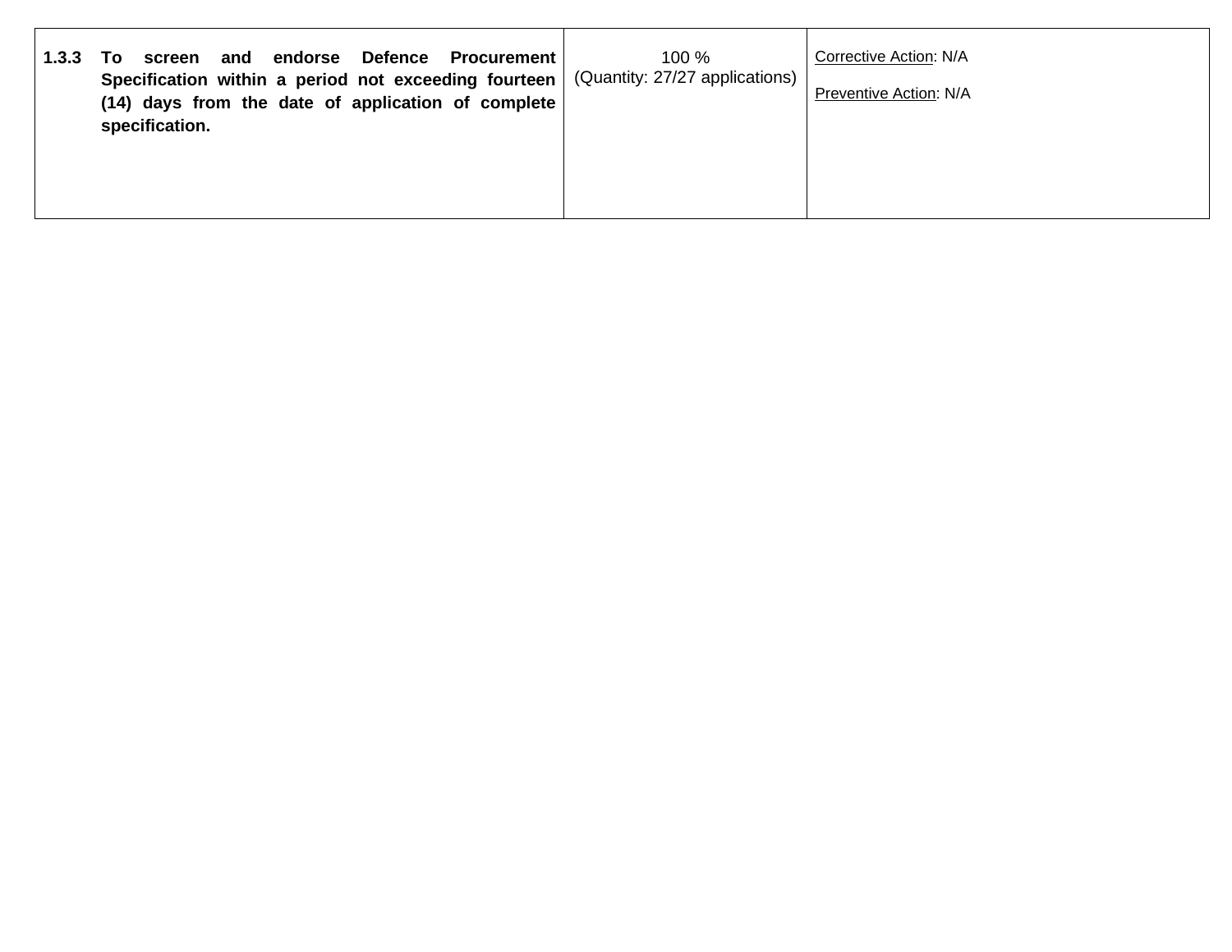| | | |
|---|---|---|
| **1.3.3 To screen and endorse Defence Procurement Specification within a period not exceeding fourteen (14) days from the date of application of complete specification.** | 100 %<br>(Quantity: 27/27 applications) | Corrective Action: N/A<br><br>Preventive Action: N/A |